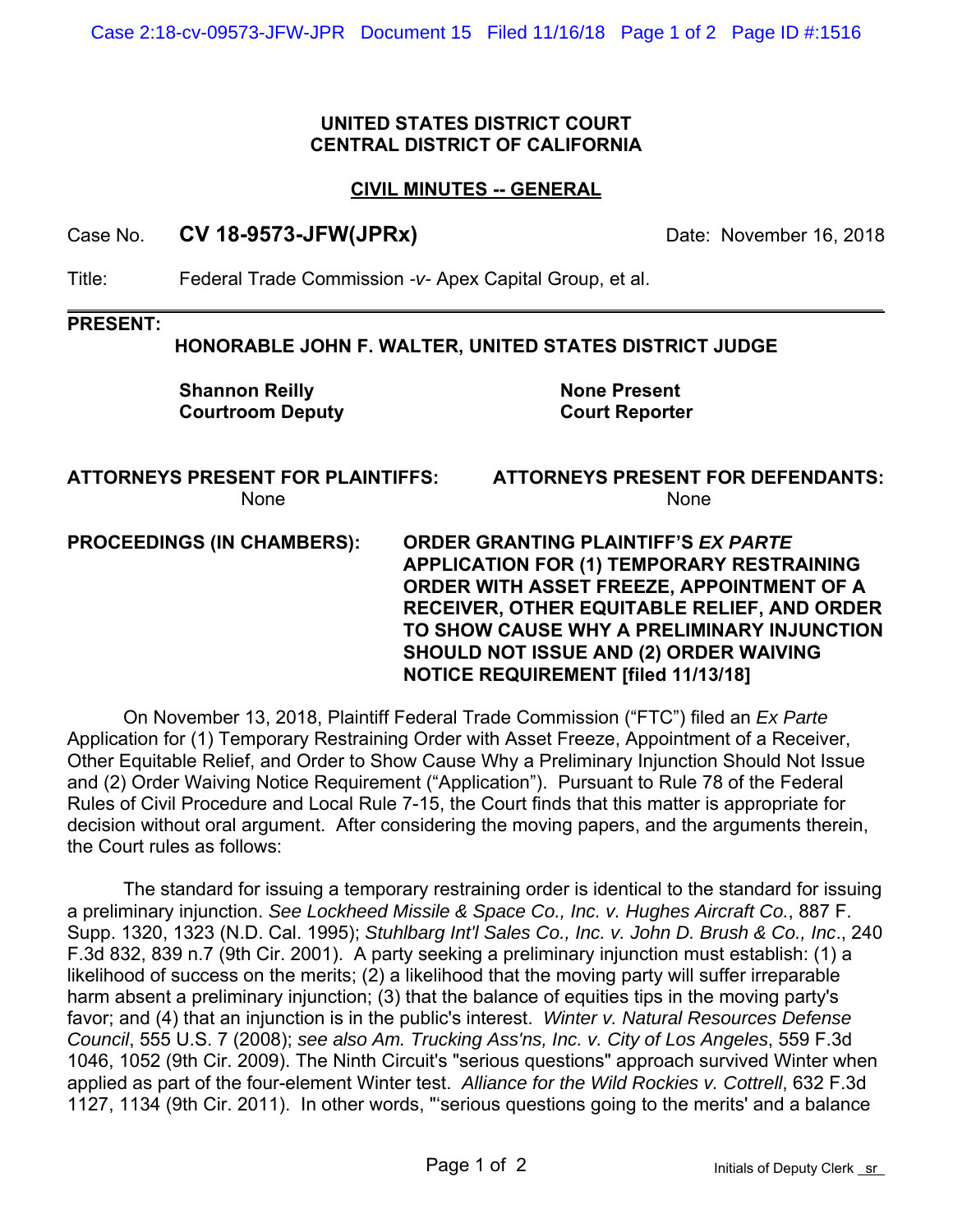**UNITED STATES DISTRICT COURT**
**CENTRAL DISTRICT OF CALIFORNIA**

**CIVIL MINUTES -- GENERAL**

Case No. **CV 18-9573-JFW(JPRx)** Date: November 16, 2018

Title: Federal Trade Commission -*v*- Apex Capital Group, et al.

---

**PRESENT:**

**HONORABLE JOHN F. WALTER, UNITED STATES DISTRICT JUDGE**

| | |
|---|---|
| **Shannon Reilly** | **None Present** |
| **Courtroom Deputy** | **Court Reporter** |

| **ATTORNEYS PRESENT FOR PLAINTIFFS:** | **ATTORNEYS PRESENT FOR DEFENDANTS:** |
|---|---|
| None | None |

**PROCEEDINGS (IN CHAMBERS):** **ORDER GRANTING PLAINTIFF'S *EX PARTE* APPLICATION FOR (1) TEMPORARY RESTRAINING ORDER WITH ASSET FREEZE, APPOINTMENT OF A RECEIVER, OTHER EQUITABLE RELIEF, AND ORDER TO SHOW CAUSE WHY A PRELIMINARY INJUNCTION SHOULD NOT ISSUE AND (2) ORDER WAIVING NOTICE REQUIREMENT [filed 11/13/18]**

On November 13, 2018, Plaintiff Federal Trade Commission ("FTC") filed an *Ex Parte* Application for (1) Temporary Restraining Order with Asset Freeze, Appointment of a Receiver, Other Equitable Relief, and Order to Show Cause Why a Preliminary Injunction Should Not Issue and (2) Order Waiving Notice Requirement ("Application"). Pursuant to Rule 78 of the Federal Rules of Civil Procedure and Local Rule 7-15, the Court finds that this matter is appropriate for decision without oral argument. After considering the moving papers, and the arguments therein, the Court rules as follows:

The standard for issuing a temporary restraining order is identical to the standard for issuing a preliminary injunction. *See Lockheed Missile & Space Co., Inc. v. Hughes Aircraft Co.*, 887 F. Supp. 1320, 1323 (N.D. Cal. 1995); *Stuhlbarg Int'l Sales Co., Inc. v. John D. Brush & Co., Inc*., 240 F.3d 832, 839 n.7 (9th Cir. 2001). A party seeking a preliminary injunction must establish: (1) a likelihood of success on the merits; (2) a likelihood that the moving party will suffer irreparable harm absent a preliminary injunction; (3) that the balance of equities tips in the moving party's favor; and (4) that an injunction is in the public's interest. *Winter v. Natural Resources Defense Council*, 555 U.S. 7 (2008); *see also Am. Trucking Ass'ns, Inc. v. City of Los Angeles*, 559 F.3d 1046, 1052 (9th Cir. 2009). The Ninth Circuit's "serious questions" approach survived Winter when applied as part of the four-element Winter test. *Alliance for the Wild Rockies v. Cottrell*, 632 F.3d 1127, 1134 (9th Cir. 2011). In other words, "'serious questions going to the merits' and a balance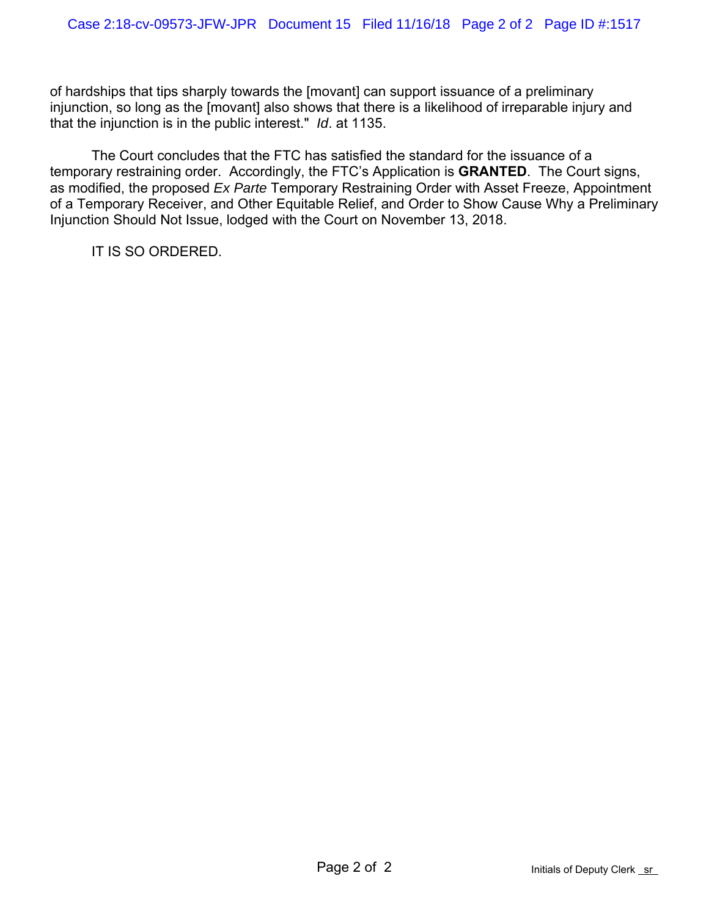of hardships that tips sharply towards the [movant] can support issuance of a preliminary injunction, so long as the [movant] also shows that there is a likelihood of irreparable injury and that the injunction is in the public interest." *Id*. at 1135.

The Court concludes that the FTC has satisfied the standard for the issuance of a temporary restraining order. Accordingly, the FTC's Application is **GRANTED**. The Court signs, as modified, the proposed *Ex Parte* Temporary Restraining Order with Asset Freeze, Appointment of a Temporary Receiver, and Other Equitable Relief, and Order to Show Cause Why a Preliminary Injunction Should Not Issue, lodged with the Court on November 13, 2018.

IT IS SO ORDERED.

Initials of Deputy Clerk sr